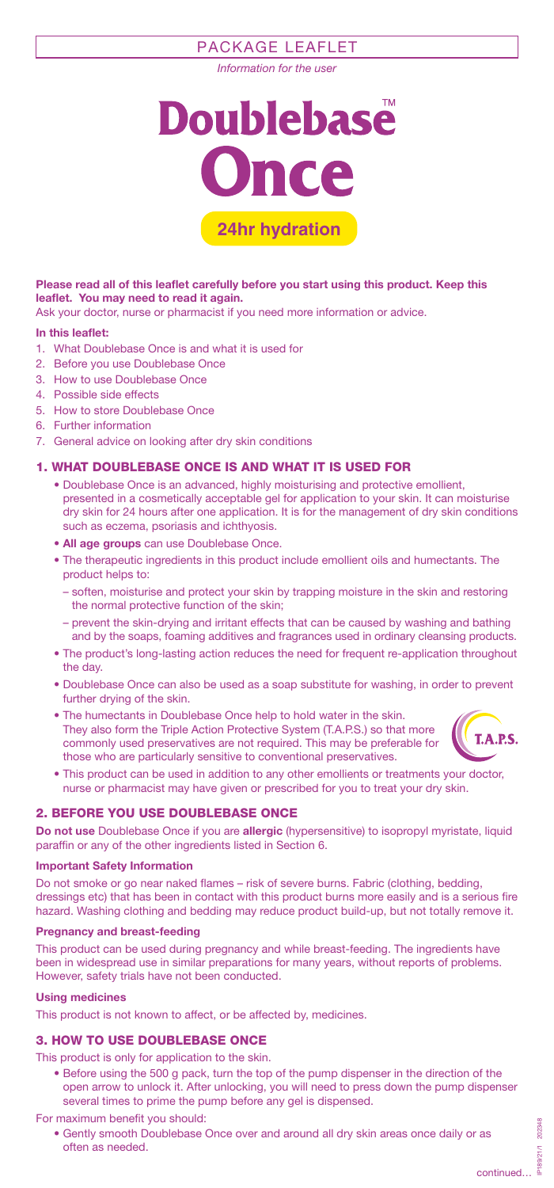PACKAGE LEAFLET

*Information for the user*

# Doublebase™ Once

**24hr hydration**

**Please read all of this leaflet carefully before you start using this product. Keep this leaflet. You may need to read it again.**

Ask your doctor, nurse or pharmacist if you need more information or advice.

**In this leaflet:**

1. What Doublebase Once is and what it is used for
2. Before you use Doublebase Once
3. How to use Doublebase Once
4. Possible side effects
5. How to store Doublebase Once
6. Further information
7. General advice on looking after dry skin conditions

## 1. WHAT DOUBLEBASE ONCE IS AND WHAT IT IS USED FOR

- Doublebase Once is an advanced, highly moisturising and protective emollient, presented in a cosmetically acceptable gel for application to your skin. It can moisturise dry skin for 24 hours after one application. It is for the management of dry skin conditions such as eczema, psoriasis and ichthyosis.
- **All age groups** can use Doublebase Once.
- The therapeutic ingredients in this product include emollient oils and humectants. The product helps to:
  - soften, moisturise and protect your skin by trapping moisture in the skin and restoring the normal protective function of the skin;
  - prevent the skin-drying and irritant effects that can be caused by washing and bathing and by the soaps, foaming additives and fragrances used in ordinary cleansing products.
- The product's long-lasting action reduces the need for frequent re-application throughout the day.
- Doublebase Once can also be used as a soap substitute for washing, in order to prevent further drying of the skin.
- The humectants in Doublebase Once help to hold water in the skin. They also form the Triple Action Protective System (T.A.P.S.) so that more commonly used preservatives are not required. This may be preferable for those who are particularly sensitive to conventional preservatives.
- This product can be used in addition to any other emollients or treatments your doctor, nurse or pharmacist may have given or prescribed for you to treat your dry skin.

## 2. BEFORE YOU USE DOUBLEBASE ONCE

**Do not use** Doublebase Once if you are **allergic** (hypersensitive) to isopropyl myristate, liquid paraffin or any of the other ingredients listed in Section 6.

### Important Safety Information

Do not smoke or go near naked flames – risk of severe burns. Fabric (clothing, bedding, dressings etc) that has been in contact with this product burns more easily and is a serious fire hazard. Washing clothing and bedding may reduce product build-up, but not totally remove it.

### Pregnancy and breast-feeding

This product can be used during pregnancy and while breast-feeding. The ingredients have been in widespread use in similar preparations for many years, without reports of problems. However, safety trials have not been conducted.

### Using medicines

This product is not known to affect, or be affected by, medicines.

## 3. HOW TO USE DOUBLEBASE ONCE

This product is only for application to the skin.

- Before using the 500 g pack, turn the top of the pump dispenser in the direction of the open arrow to unlock it. After unlocking, you will need to press down the pump dispenser several times to prime the pump before any gel is dispensed.

For maximum benefit you should:

- Gently smooth Doublebase Once over and around all dry skin areas once daily or as often as needed.

continued…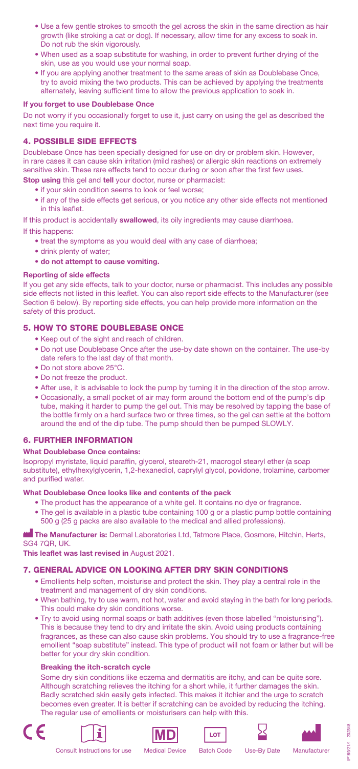- Use a few gentle strokes to smooth the gel across the skin in the same direction as hair growth (like stroking a cat or dog). If necessary, allow time for any excess to soak in. Do not rub the skin vigorously.
- When used as a soap substitute for washing, in order to prevent further drying of the skin, use as you would use your normal soap.
- If you are applying another treatment to the same areas of skin as Doublebase Once, try to avoid mixing the two products. This can be achieved by applying the treatments alternately, leaving sufficient time to allow the previous application to soak in.

**If you forget to use Doublebase Once**

Do not worry if you occasionally forget to use it, just carry on using the gel as described the next time you require it.

## 4. POSSIBLE SIDE EFFECTS

Doublebase Once has been specially designed for use on dry or problem skin. However, in rare cases it can cause skin irritation (mild rashes) or allergic skin reactions on extremely sensitive skin. These rare effects tend to occur during or soon after the first few uses.

**Stop using** this gel and **tell** your doctor, nurse or pharmacist:

- if your skin condition seems to look or feel worse;
- if any of the side effects get serious, or you notice any other side effects not mentioned in this leaflet.

If this product is accidentally **swallowed**, its oily ingredients may cause diarrhoea.

If this happens:

- treat the symptoms as you would deal with any case of diarrhoea;
- drink plenty of water;
- **do not attempt to cause vomiting.**

**Reporting of side effects**

If you get any side effects, talk to your doctor, nurse or pharmacist. This includes any possible side effects not listed in this leaflet. You can also report side effects to the Manufacturer (see Section 6 below). By reporting side effects, you can help provide more information on the safety of this product.

## 5. HOW TO STORE DOUBLEBASE ONCE

- Keep out of the sight and reach of children.
- Do not use Doublebase Once after the use-by date shown on the container. The use-by date refers to the last day of that month.
- Do not store above 25°C.
- Do not freeze the product.
- After use, it is advisable to lock the pump by turning it in the direction of the stop arrow.
- Occasionally, a small pocket of air may form around the bottom end of the pump's dip tube, making it harder to pump the gel out. This may be resolved by tapping the base of the bottle firmly on a hard surface two or three times, so the gel can settle at the bottom around the end of the dip tube. The pump should then be pumped SLOWLY.

## 6. FURTHER INFORMATION

**What Doublebase Once contains:**

Isopropyl myristate, liquid paraffin, glycerol, steareth-21, macrogol stearyl ether (a soap substitute), ethylhexylglycerin, 1,2-hexanediol, caprylyl glycol, povidone, trolamine, carbomer and purified water.

**What Doublebase Once looks like and contents of the pack**

- The product has the appearance of a white gel. It contains no dye or fragrance.
- The gel is available in a plastic tube containing 100 g or a plastic pump bottle containing 500 g (25 g packs are also available to the medical and allied professions).

**The Manufacturer is:** Dermal Laboratories Ltd, Tatmore Place, Gosmore, Hitchin, Herts, SG4 7QR, UK.

**This leaflet was last revised in** August 2021.

## 7. GENERAL ADVICE ON LOOKING AFTER DRY SKIN CONDITIONS

- Emollients help soften, moisturise and protect the skin. They play a central role in the treatment and management of dry skin conditions.
- When bathing, try to use warm, not hot, water and avoid staying in the bath for long periods. This could make dry skin conditions worse.
- Try to avoid using normal soaps or bath additives (even those labelled "moisturising"). This is because they tend to dry and irritate the skin. Avoid using products containing fragrances, as these can also cause skin problems. You should try to use a fragrance-free emollient "soap substitute" instead. This type of product will not foam or lather but will be better for your dry skin condition.

**Breaking the itch-scratch cycle**

Some dry skin conditions like eczema and dermatitis are itchy, and can be quite sore. Although scratching relieves the itching for a short while, it further damages the skin. Badly scratched skin easily gets infected. This makes it itchier and the urge to scratch becomes even greater. It is better if scratching can be avoided by reducing the itching. The regular use of emollients or moisturisers can help with this.

CE | Consult Instructions for use | Medical Device | Batch Code | Use-By Date | Manufacturer

IP189/21/1 202348